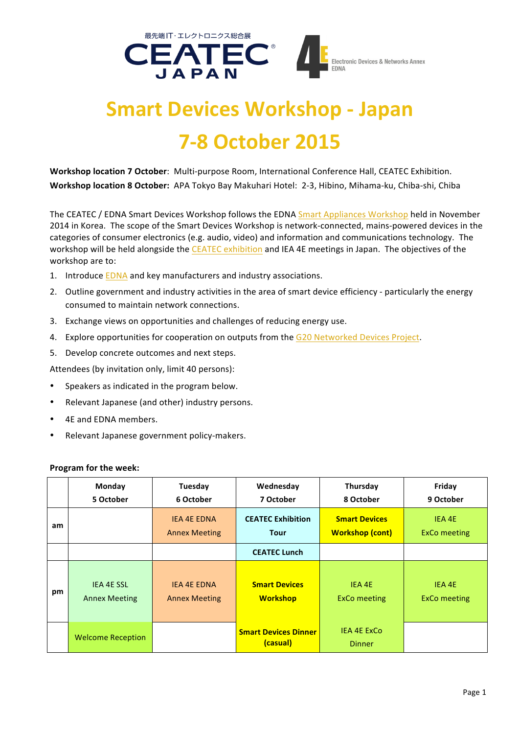最先端IT・エレクトロニクス総合展 CEATEC JAPAN

4E Electronic Devices & Networks Annex EDNA

# Smart Devices Workshop - Japan

# 7-8 October 2015

**Workshop location 7 October**: Multi-purpose Room, International Conference Hall, CEATEC Exhibition.
**Workshop location 8 October:** APA Tokyo Bay Makuhari Hotel: 2-3, Hibino, Mihama-ku, Chiba-shi, Chiba

The CEATEC / EDNA Smart Devices Workshop follows the EDNA Smart Appliances Workshop held in November 2014 in Korea. The scope of the Smart Devices Workshop is network-connected, mains-powered devices in the categories of consumer electronics (e.g. audio, video) and information and communications technology. The workshop will be held alongside the CEATEC exhibition and IEA 4E meetings in Japan. The objectives of the workshop are to:

1. Introduce EDNA and key manufacturers and industry associations.
2. Outline government and industry activities in the area of smart device efficiency - particularly the energy consumed to maintain network connections.
3. Exchange views on opportunities and challenges of reducing energy use.
4. Explore opportunities for cooperation on outputs from the G20 Networked Devices Project.
5. Develop concrete outcomes and next steps.

Attendees (by invitation only, limit 40 persons):

- Speakers as indicated in the program below.
- Relevant Japanese (and other) industry persons.
- 4E and EDNA members.
- Relevant Japanese government policy-makers.

**Program for the week:**

| | Monday 5 October | Tuesday 6 October | Wednesday 7 October | Thursday 8 October | Friday 9 October |
|---|---|---|---|---|---|
| am | | IEA 4E EDNA Annex Meeting | **CEATEC Exhibition Tour** | **Smart Devices Workshop (cont)** | IEA 4E ExCo meeting |
| | | | **CEATEC Lunch** | | |
| pm | IEA 4E SSL Annex Meeting | IEA 4E EDNA Annex Meeting | **Smart Devices Workshop** | IEA 4E ExCo meeting | IEA 4E ExCo meeting |
| | Welcome Reception | | **Smart Devices Dinner (casual)** | IEA 4E ExCo Dinner | |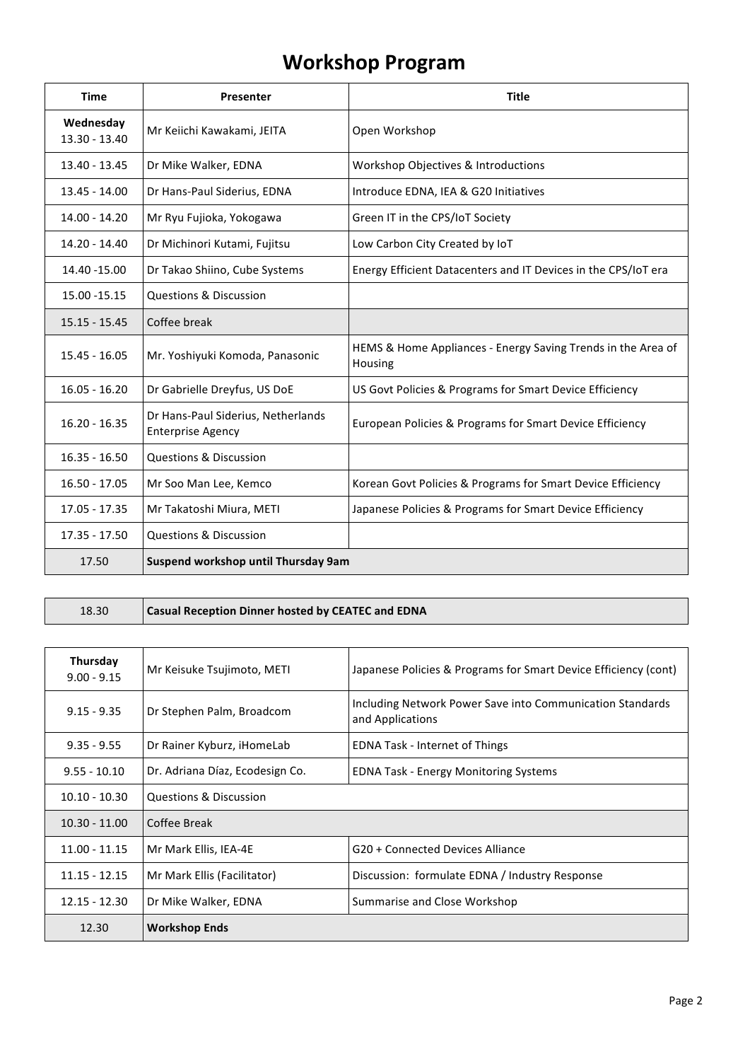# Workshop Program

| Time | Presenter | Title |
|---|---|---|
| **Wednesday** 13.30 - 13.40 | Mr Keiichi Kawakami, JEITA | Open Workshop |
| 13.40 - 13.45 | Dr Mike Walker, EDNA | Workshop Objectives & Introductions |
| 13.45 - 14.00 | Dr Hans-Paul Siderius, EDNA | Introduce EDNA, IEA & G20 Initiatives |
| 14.00 - 14.20 | Mr Ryu Fujioka, Yokogawa | Green IT in the CPS/IoT Society |
| 14.20 - 14.40 | Dr Michinori Kutami, Fujitsu | Low Carbon City Created by IoT |
| 14.40 -15.00 | Dr Takao Shiino, Cube Systems | Energy Efficient Datacenters and IT Devices in the CPS/IoT era |
| 15.00 -15.15 | Questions & Discussion | |
| 15.15 - 15.45 | Coffee break | |
| 15.45 - 16.05 | Mr. Yoshiyuki Komoda, Panasonic | HEMS & Home Appliances - Energy Saving Trends in the Area of Housing |
| 16.05 - 16.20 | Dr Gabrielle Dreyfus, US DoE | US Govt Policies & Programs for Smart Device Efficiency |
| 16.20 - 16.35 | Dr Hans-Paul Siderius, Netherlands Enterprise Agency | European Policies & Programs for Smart Device Efficiency |
| 16.35 - 16.50 | Questions & Discussion | |
| 16.50 - 17.05 | Mr Soo Man Lee, Kemco | Korean Govt Policies & Programs for Smart Device Efficiency |
| 17.05 - 17.35 | Mr Takatoshi Miura, METI | Japanese Policies & Programs for Smart Device Efficiency |
| 17.35 - 17.50 | Questions & Discussion | |
| 17.50 | **Suspend workshop until Thursday 9am** | |

| | |
|---|---|
| 18.30 | **Casual Reception Dinner hosted by CEATEC and EDNA** |

| | | |
|---|---|---|
| **Thursday** 9.00 - 9.15 | Mr Keisuke Tsujimoto, METI | Japanese Policies & Programs for Smart Device Efficiency (cont) |
| 9.15 - 9.35 | Dr Stephen Palm, Broadcom | Including Network Power Save into Communication Standards and Applications |
| 9.35 - 9.55 | Dr Rainer Kyburz, iHomeLab | EDNA Task - Internet of Things |
| 9.55 - 10.10 | Dr. Adriana Díaz, Ecodesign Co. | EDNA Task - Energy Monitoring Systems |
| 10.10 - 10.30 | Questions & Discussion | |
| 10.30 - 11.00 | Coffee Break | |
| 11.00 - 11.15 | Mr Mark Ellis, IEA-4E | G20 + Connected Devices Alliance |
| 11.15 - 12.15 | Mr Mark Ellis (Facilitator) | Discussion: formulate EDNA / Industry Response |
| 12.15 - 12.30 | Dr Mike Walker, EDNA | Summarise and Close Workshop |
| 12.30 | **Workshop Ends** | |